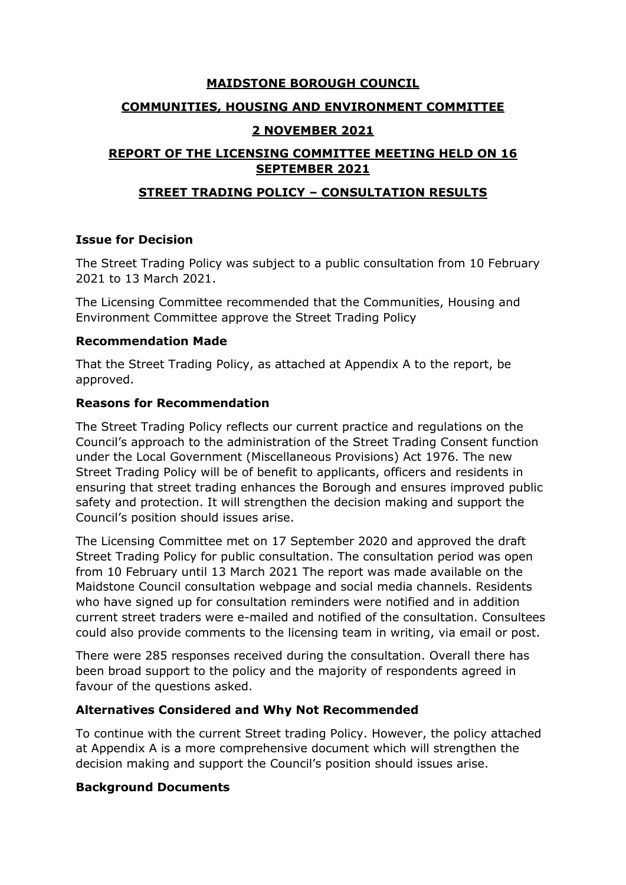**MAIDSTONE BOROUGH COUNCIL**

**COMMUNITIES, HOUSING AND ENVIRONMENT COMMITTEE**

**2 NOVEMBER 2021**

**REPORT OF THE LICENSING COMMITTEE MEETING HELD ON 16 SEPTEMBER 2021**

**STREET TRADING POLICY – CONSULTATION RESULTS**

### Issue for Decision

The Street Trading Policy was subject to a public consultation from 10 February 2021 to 13 March 2021.

The Licensing Committee recommended that the Communities, Housing and Environment Committee approve the Street Trading Policy

### Recommendation Made

That the Street Trading Policy, as attached at Appendix A to the report, be approved.

### Reasons for Recommendation

The Street Trading Policy reflects our current practice and regulations on the Council's approach to the administration of the Street Trading Consent function under the Local Government (Miscellaneous Provisions) Act 1976. The new Street Trading Policy will be of benefit to applicants, officers and residents in ensuring that street trading enhances the Borough and ensures improved public safety and protection. It will strengthen the decision making and support the Council's position should issues arise.

The Licensing Committee met on 17 September 2020 and approved the draft Street Trading Policy for public consultation. The consultation period was open from 10 February until 13 March 2021 The report was made available on the Maidstone Council consultation webpage and social media channels. Residents who have signed up for consultation reminders were notified and in addition current street traders were e-mailed and notified of the consultation. Consultees could also provide comments to the licensing team in writing, via email or post.

There were 285 responses received during the consultation. Overall there has been broad support to the policy and the majority of respondents agreed in favour of the questions asked.

### Alternatives Considered and Why Not Recommended

To continue with the current Street trading Policy. However, the policy attached at Appendix A is a more comprehensive document which will strengthen the decision making and support the Council's position should issues arise.

### Background Documents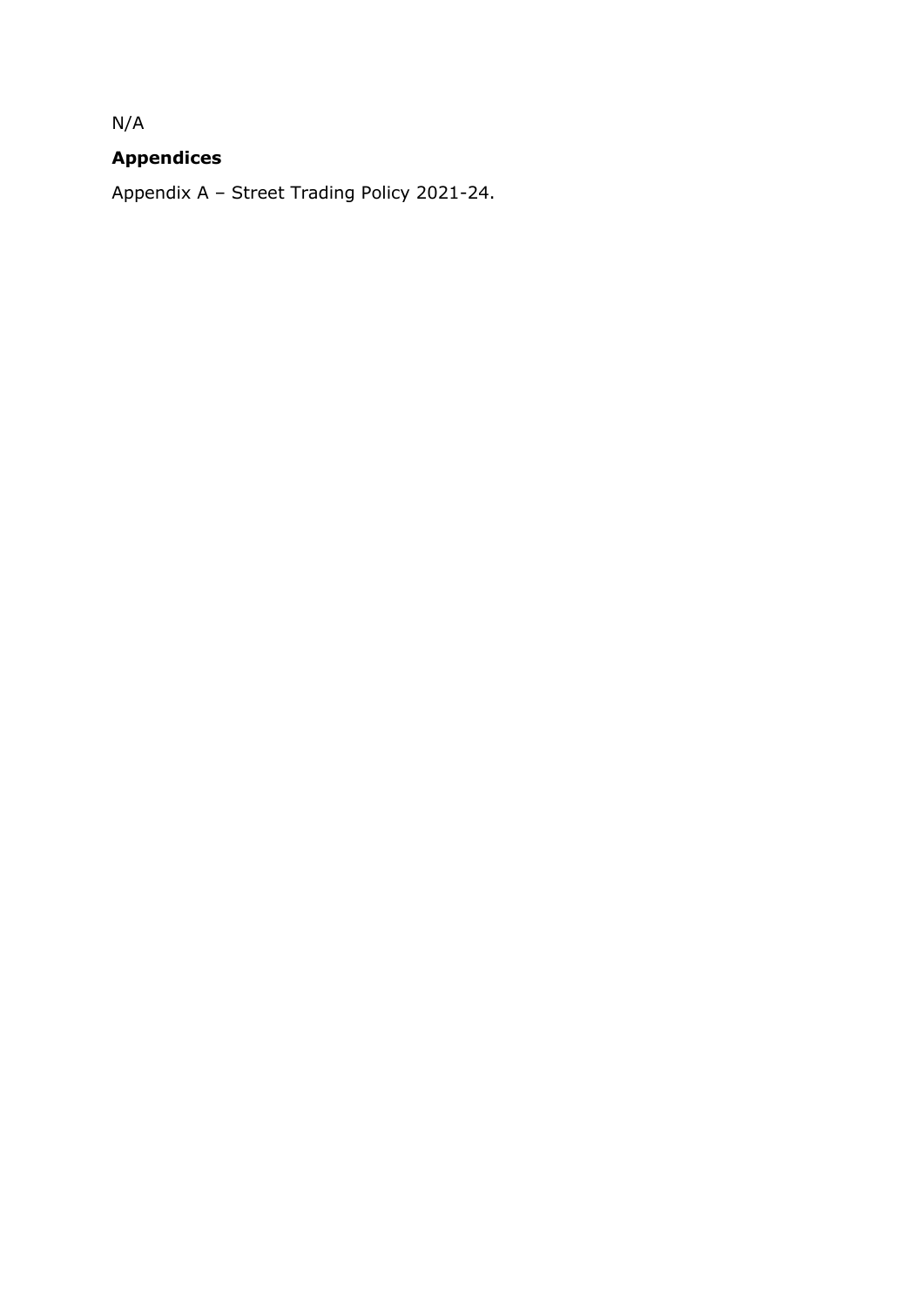N/A

## Appendices

Appendix A – Street Trading Policy 2021-24.